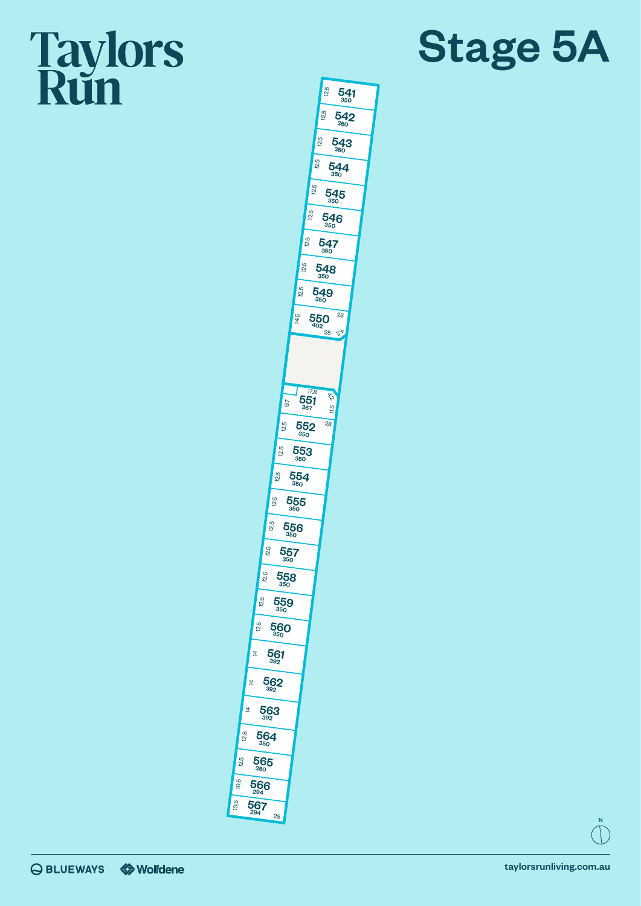# Taylors Run

# Stage 5A

| Lot | Area | Frontage |
|---|---|---|
| 541 | 350 | 12.5 |
| 542 | 350 | 12.5 |
| 543 | 350 | 12.5 |
| 544 | 350 | 12.5 |
| 545 | 350 | 12.5 |
| 546 | 350 | 12.5 |
| 547 | 350 | 12.5 |
| 548 | 350 | 12.5 |
| 549 | 350 | 12.5 |
| 550 | 402 | 14.5 |
| 551 | 367 | 9.7 |
| 552 | 350 | 12.5 |
| 553 | 350 | 12.5 |
| 554 | 350 | 12.5 |
| 555 | 350 | 12.5 |
| 556 | 350 | 12.5 |
| 557 | 350 | 12.5 |
| 558 | 350 | 12.5 |
| 559 | 350 | 12.5 |
| 560 | 350 | 12.5 |
| 561 | 392 | 14 |
| 562 | 392 | 14 |
| 563 | 392 | 14 |
| 564 | 350 | 12.5 |
| 565 | 350 | 12.5 |
| 566 | 294 | 10.5 |
| 567 | 294 | 10.5 |

Other dimensions shown: 550: 28, 25, 4.2; 551: 17.8, 4.2, 11.5; 552: 28; 567: 28

N

BLUEWAYS Wolfdene

taylorsrunliving.com.au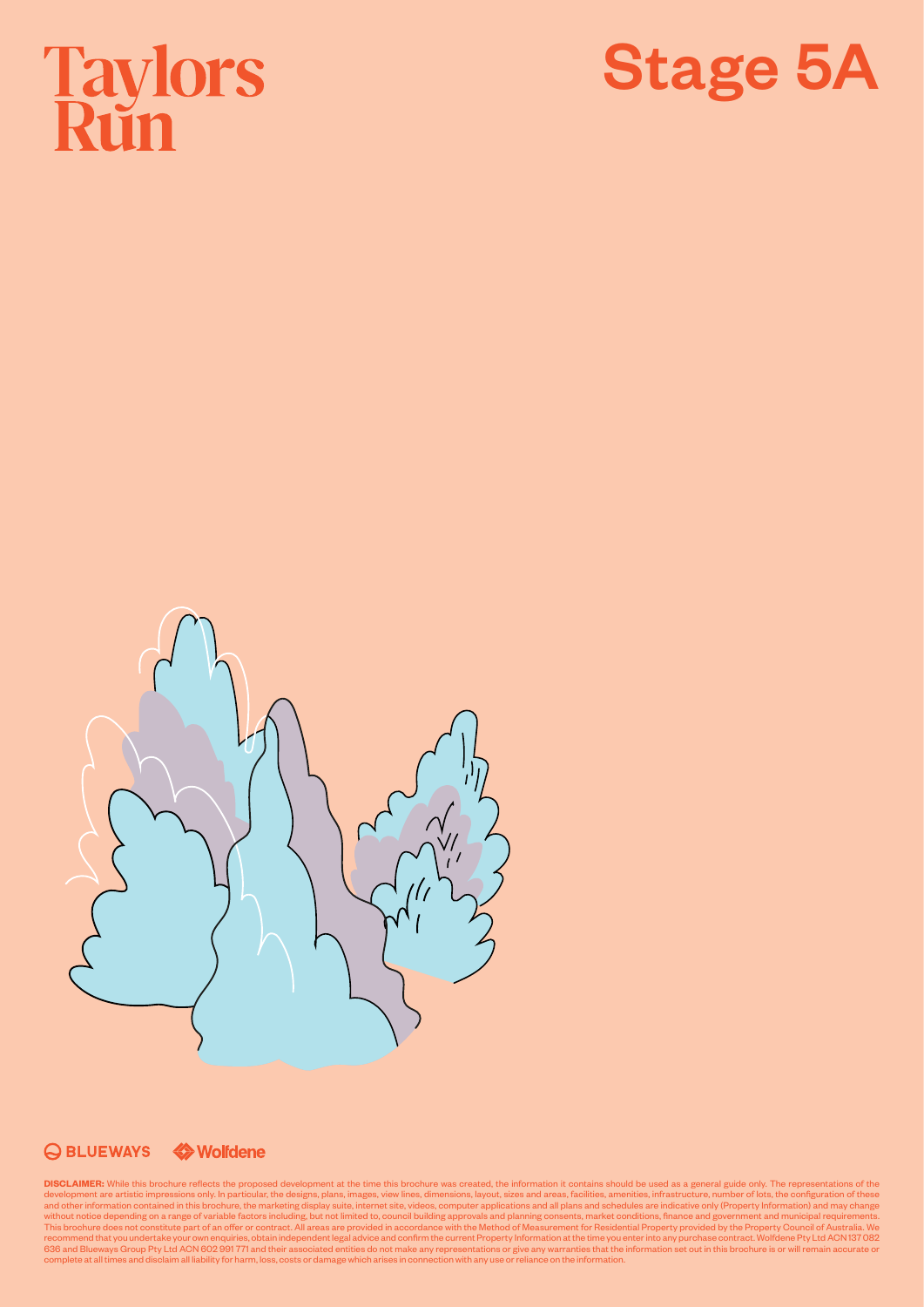# Taylors Run

# Stage 5A

BLUEWAYS Wolfdene

**DISCLAIMER:** While this brochure reflects the proposed development at the time this brochure was created, the information it contains should be used as a general guide only. The representations of the development are artistic impressions only. In particular, the designs, plans, images, view lines, dimensions, layout, sizes and areas, facilities, amenities, infrastructure, number of lots, the configuration of these and other information contained in this brochure, the marketing display suite, internet site, videos, computer applications and all plans and schedules are indicative only (Property Information) and may change without notice depending on a range of variable factors including, but not limited to, council building approvals and planning consents, market conditions, finance and government and municipal requirements. This brochure does not constitute part of an offer or contract. All areas are provided in accordance with the Method of Measurement for Residential Property provided by the Property Council of Australia. We recommend that you undertake your own enquiries, obtain independent legal advice and confirm the current Property Information at the time you enter into any purchase contract. Wolfdene Pty Ltd ACN 137 082 636 and Blueways Group Pty Ltd ACN 602 991 771 and their associated entities do not make any representations or give any warranties that the information set out in this brochure is or will remain accurate or complete at all times and disclaim all liability for harm, loss, costs or damage which arises in connection with any use or reliance on the information.